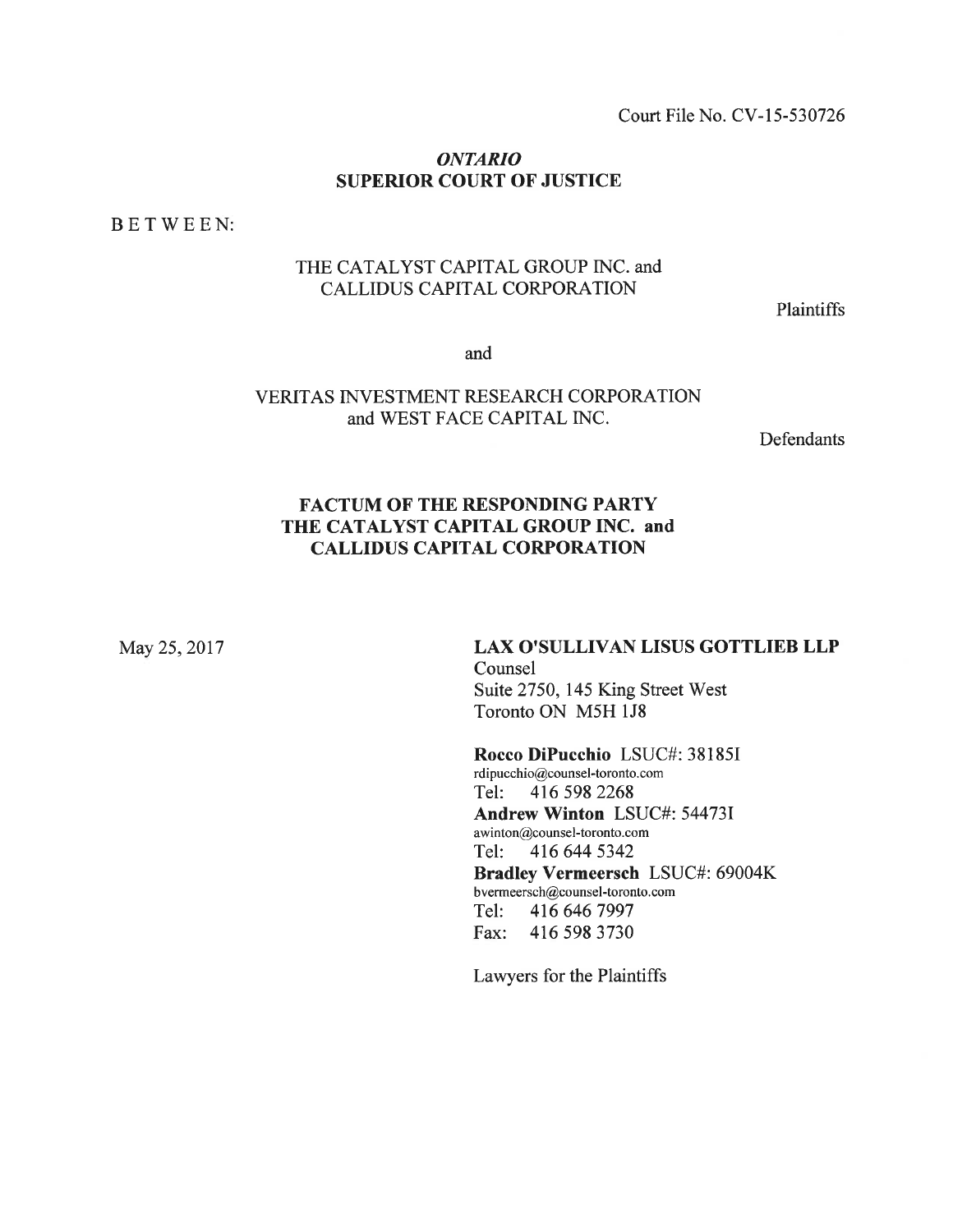Court File No. CV-15-530726

*ONTARIO*
**SUPERIOR COURT OF JUSTICE**

BETWEEN:

THE CATALYST CAPITAL GROUP INC. and
CALLIDUS CAPITAL CORPORATION

Plaintiffs

and

VERITAS INVESTMENT RESEARCH CORPORATION
and WEST FACE CAPITAL INC.

Defendants

**FACTUM OF THE RESPONDING PARTY
THE CATALYST CAPITAL GROUP INC. and
CALLIDUS CAPITAL CORPORATION**

May 25, 2017

**LAX O'SULLIVAN LISUS GOTTLIEB LLP**
Counsel
Suite 2750, 145 King Street West
Toronto ON M5H 1J8

**Rocco DiPucchio** LSUC#: 38185I
rdipucchio@counsel-toronto.com
Tel: 416 598 2268
**Andrew Winton** LSUC#: 54473I
awinton@counsel-toronto.com
Tel: 416 644 5342
**Bradley Vermeersch** LSUC#: 69004K
bvermeersch@counsel-toronto.com
Tel: 416 646 7997
Fax: 416 598 3730

Lawyers for the Plaintiffs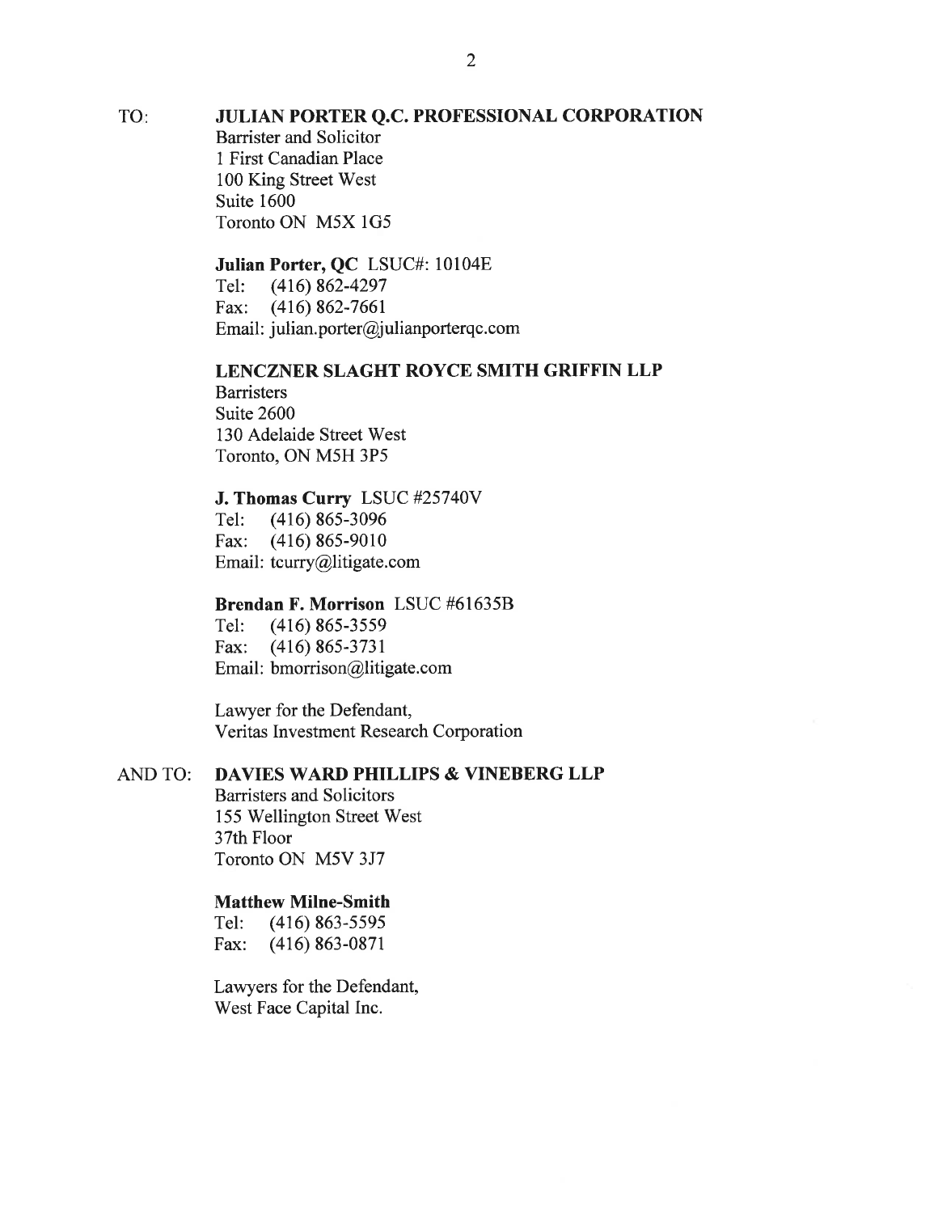TO: **JULIAN PORTER Q.C. PROFESSIONAL CORPORATION**
Barrister and Solicitor
1 First Canadian Place
100 King Street West
Suite 1600
Toronto ON M5X 1G5

**Julian Porter, QC** LSUC#: 10104E
Tel: (416) 862-4297
Fax: (416) 862-7661
Email: julian.porter@julianporterqc.com

**LENCZNER SLAGHT ROYCE SMITH GRIFFIN LLP**
Barristers
Suite 2600
130 Adelaide Street West
Toronto, ON M5H 3P5

**J. Thomas Curry** LSUC #25740V
Tel: (416) 865-3096
Fax: (416) 865-9010
Email: tcurry@litigate.com

**Brendan F. Morrison** LSUC #61635B
Tel: (416) 865-3559
Fax: (416) 865-3731
Email: bmorrison@litigate.com

Lawyer for the Defendant,
Veritas Investment Research Corporation

AND TO: **DAVIES WARD PHILLIPS & VINEBERG LLP**
Barristers and Solicitors
155 Wellington Street West
37th Floor
Toronto ON M5V 3J7

**Matthew Milne-Smith**
Tel: (416) 863-5595
Fax: (416) 863-0871

Lawyers for the Defendant,
West Face Capital Inc.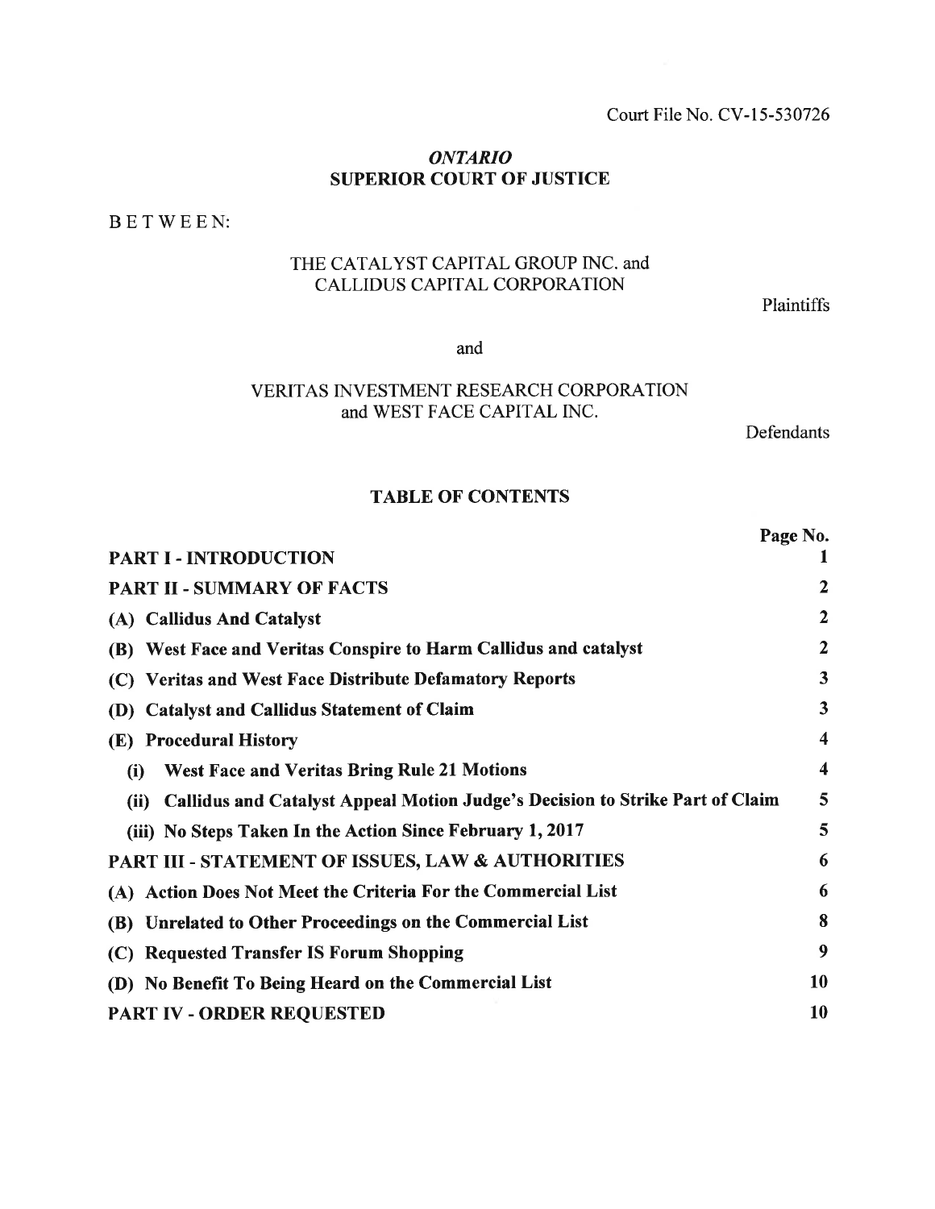Court File No. CV-15-530726

***ONTARIO***
**SUPERIOR COURT OF JUSTICE**

B E T W E E N:

THE CATALYST CAPITAL GROUP INC. and
CALLIDUS CAPITAL CORPORATION

Plaintiffs

and

VERITAS INVESTMENT RESEARCH CORPORATION
and WEST FACE CAPITAL INC.

Defendants

**TABLE OF CONTENTS**

| | Page No. |
|---|---|
| **PART I - INTRODUCTION** | **1** |
| **PART II - SUMMARY OF FACTS** | **2** |
| **(A) Callidus And Catalyst** | **2** |
| **(B) West Face and Veritas Conspire to Harm Callidus and catalyst** | **2** |
| **(C) Veritas and West Face Distribute Defamatory Reports** | **3** |
| **(D) Catalyst and Callidus Statement of Claim** | **3** |
| **(E) Procedural History** | **4** |
| **(i) West Face and Veritas Bring Rule 21 Motions** | **4** |
| **(ii) Callidus and Catalyst Appeal Motion Judge's Decision to Strike Part of Claim** | **5** |
| **(iii) No Steps Taken In the Action Since February 1, 2017** | **5** |
| **PART III - STATEMENT OF ISSUES, LAW & AUTHORITIES** | **6** |
| **(A) Action Does Not Meet the Criteria For the Commercial List** | **6** |
| **(B) Unrelated to Other Proceedings on the Commercial List** | **8** |
| **(C) Requested Transfer IS Forum Shopping** | **9** |
| **(D) No Benefit To Being Heard on the Commercial List** | **10** |
| **PART IV - ORDER REQUESTED** | **10** |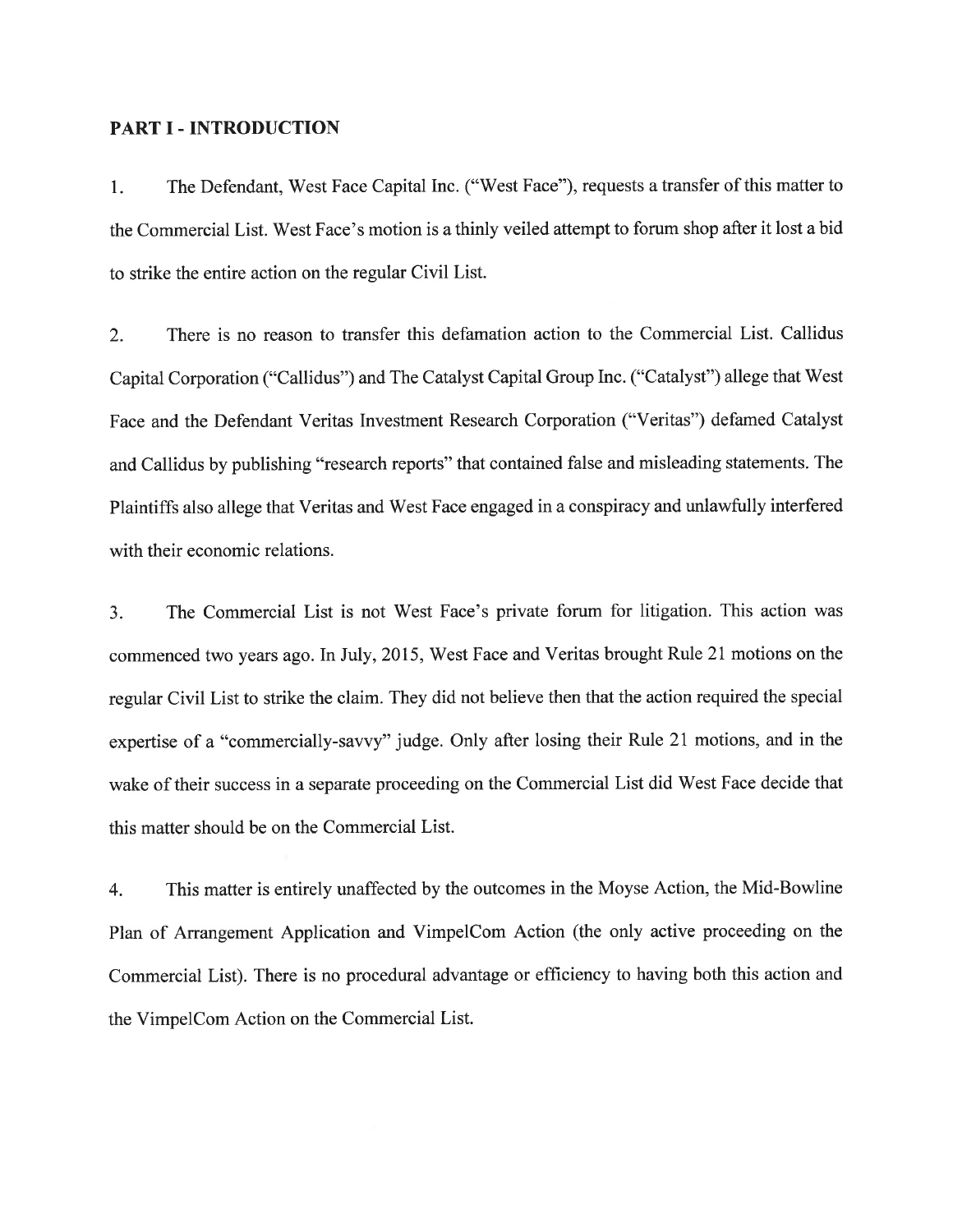## PART I - INTRODUCTION

1. The Defendant, West Face Capital Inc. ("West Face"), requests a transfer of this matter to the Commercial List. West Face's motion is a thinly veiled attempt to forum shop after it lost a bid to strike the entire action on the regular Civil List.

2. There is no reason to transfer this defamation action to the Commercial List. Callidus Capital Corporation ("Callidus") and The Catalyst Capital Group Inc. ("Catalyst") allege that West Face and the Defendant Veritas Investment Research Corporation ("Veritas") defamed Catalyst and Callidus by publishing "research reports" that contained false and misleading statements. The Plaintiffs also allege that Veritas and West Face engaged in a conspiracy and unlawfully interfered with their economic relations.

3. The Commercial List is not West Face's private forum for litigation. This action was commenced two years ago. In July, 2015, West Face and Veritas brought Rule 21 motions on the regular Civil List to strike the claim. They did not believe then that the action required the special expertise of a "commercially-savvy" judge. Only after losing their Rule 21 motions, and in the wake of their success in a separate proceeding on the Commercial List did West Face decide that this matter should be on the Commercial List.

4. This matter is entirely unaffected by the outcomes in the Moyse Action, the Mid-Bowline Plan of Arrangement Application and VimpelCom Action (the only active proceeding on the Commercial List). There is no procedural advantage or efficiency to having both this action and the VimpelCom Action on the Commercial List.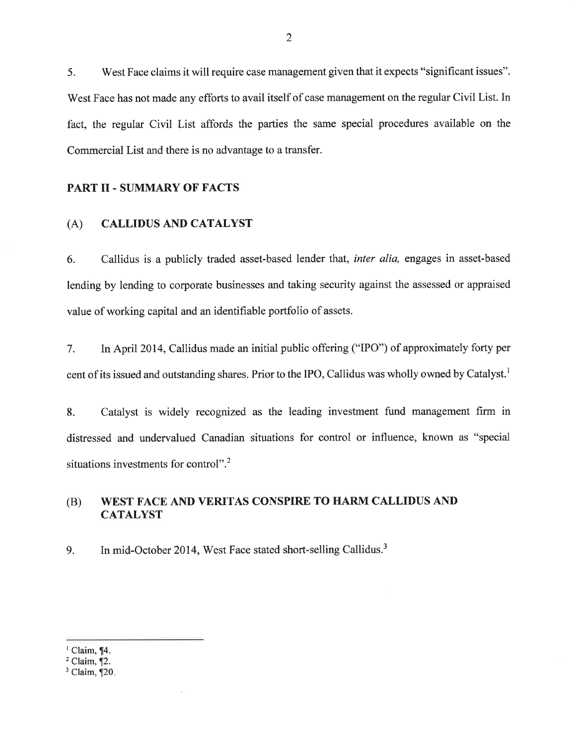5. West Face claims it will require case management given that it expects "significant issues". West Face has not made any efforts to avail itself of case management on the regular Civil List. In fact, the regular Civil List affords the parties the same special procedures available on the Commercial List and there is no advantage to a transfer.

## PART II - SUMMARY OF FACTS

### (A) CALLIDUS AND CATALYST

6. Callidus is a publicly traded asset-based lender that, *inter alia,* engages in asset-based lending by lending to corporate businesses and taking security against the assessed or appraised value of working capital and an identifiable portfolio of assets.

7. In April 2014, Callidus made an initial public offering ("IPO") of approximately forty per cent of its issued and outstanding shares. Prior to the IPO, Callidus was wholly owned by Catalyst.[1]

8. Catalyst is widely recognized as the leading investment fund management firm in distressed and undervalued Canadian situations for control or influence, known as "special situations investments for control".[2]

### (B) WEST FACE AND VERITAS CONSPIRE TO HARM CALLIDUS AND CATALYST

9. In mid-October 2014, West Face stated short-selling Callidus.[3]

---

[1] Claim, ¶4.
[2] Claim, ¶2.
[3] Claim, ¶20.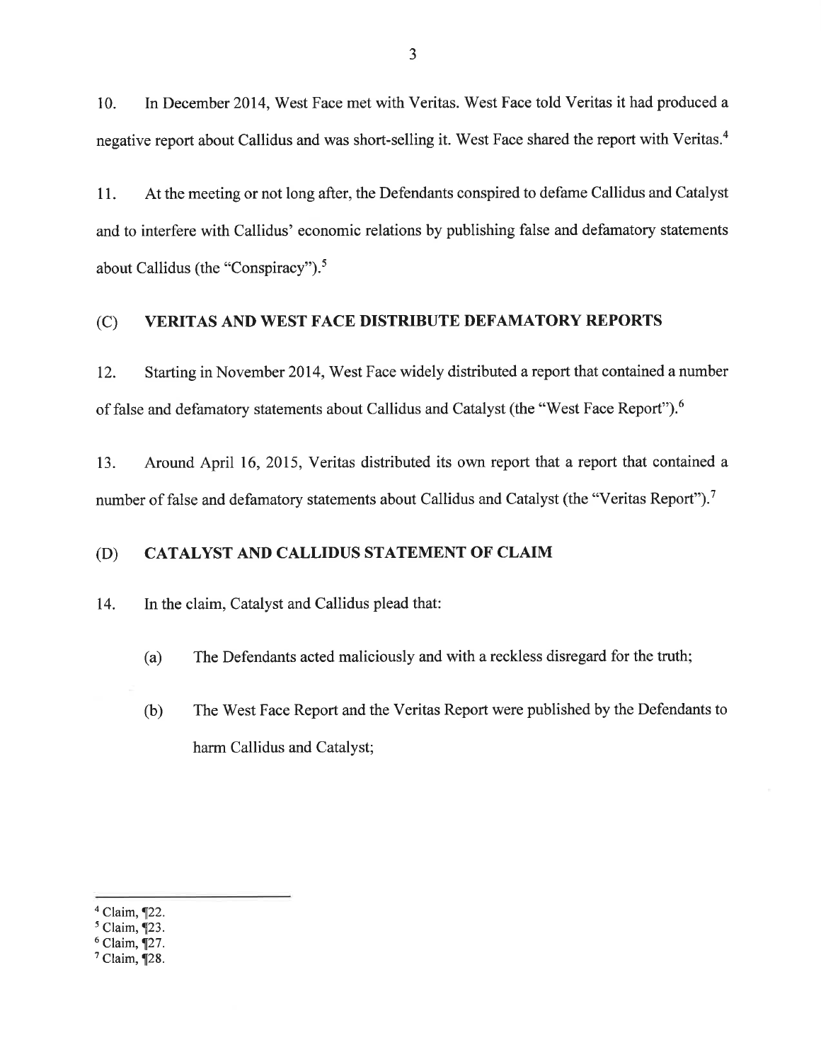10. In December 2014, West Face met with Veritas. West Face told Veritas it had produced a negative report about Callidus and was short-selling it. West Face shared the report with Veritas.[4]

11. At the meeting or not long after, the Defendants conspired to defame Callidus and Catalyst and to interfere with Callidus' economic relations by publishing false and defamatory statements about Callidus (the "Conspiracy").[5]

### (C) VERITAS AND WEST FACE DISTRIBUTE DEFAMATORY REPORTS

12. Starting in November 2014, West Face widely distributed a report that contained a number of false and defamatory statements about Callidus and Catalyst (the "West Face Report").[6]

13. Around April 16, 2015, Veritas distributed its own report that a report that contained a number of false and defamatory statements about Callidus and Catalyst (the "Veritas Report").[7]

### (D) CATALYST AND CALLIDUS STATEMENT OF CLAIM

14. In the claim, Catalyst and Callidus plead that:

   (a) The Defendants acted maliciously and with a reckless disregard for the truth;

   (b) The West Face Report and the Veritas Report were published by the Defendants to harm Callidus and Catalyst;

---

[4] Claim, ¶22.
[5] Claim, ¶23.
[6] Claim, ¶27.
[7] Claim, ¶28.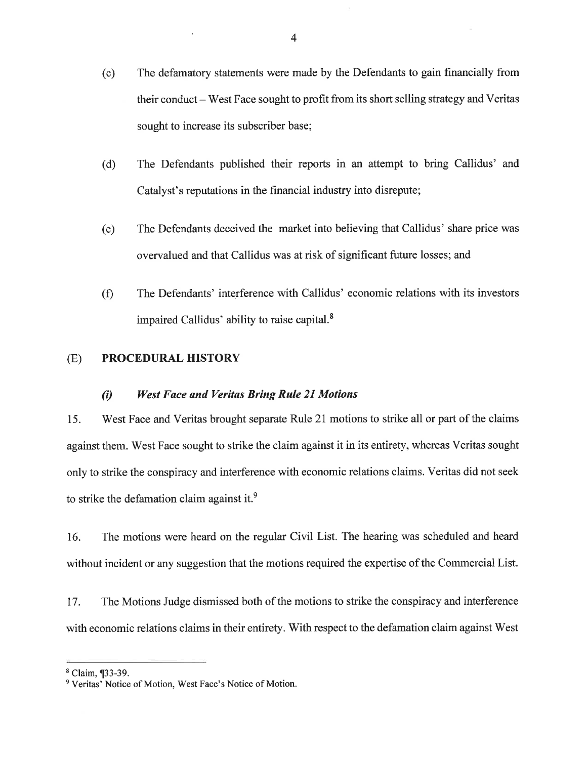(c) The defamatory statements were made by the Defendants to gain financially from their conduct – West Face sought to profit from its short selling strategy and Veritas sought to increase its subscriber base;

(d) The Defendants published their reports in an attempt to bring Callidus' and Catalyst's reputations in the financial industry into disrepute;

(e) The Defendants deceived the market into believing that Callidus' share price was overvalued and that Callidus was at risk of significant future losses; and

(f) The Defendants' interference with Callidus' economic relations with its investors impaired Callidus' ability to raise capital.[8]

## (E) PROCEDURAL HISTORY

### *(i) West Face and Veritas Bring Rule 21 Motions*

15. West Face and Veritas brought separate Rule 21 motions to strike all or part of the claims against them. West Face sought to strike the claim against it in its entirety, whereas Veritas sought only to strike the conspiracy and interference with economic relations claims. Veritas did not seek to strike the defamation claim against it.[9]

16. The motions were heard on the regular Civil List. The hearing was scheduled and heard without incident or any suggestion that the motions required the expertise of the Commercial List.

17. The Motions Judge dismissed both of the motions to strike the conspiracy and interference with economic relations claims in their entirety. With respect to the defamation claim against West

---

[8] Claim, ¶33-39.

[9] Veritas' Notice of Motion, West Face's Notice of Motion.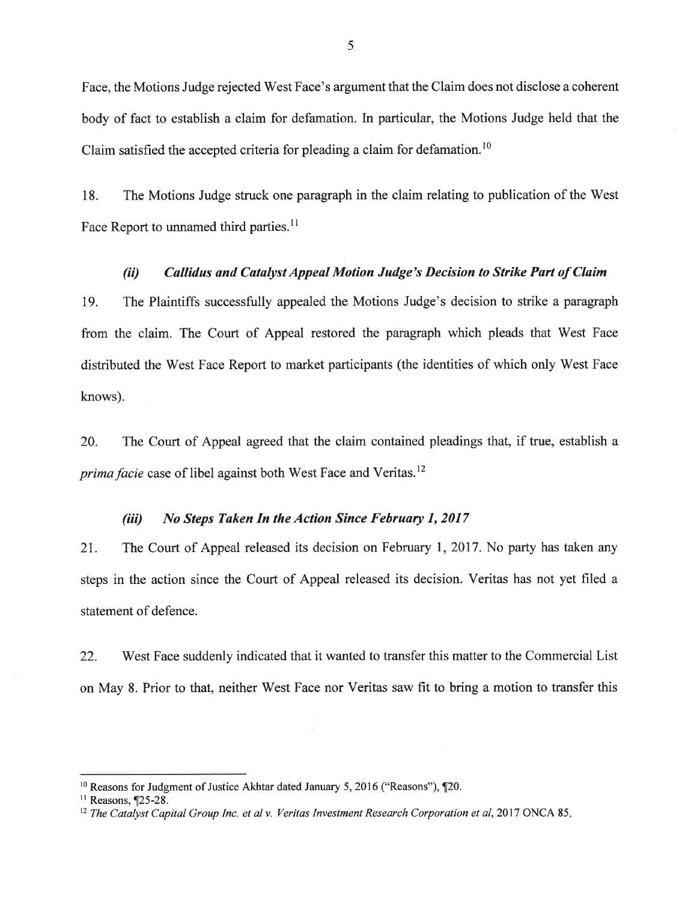Face, the Motions Judge rejected West Face's argument that the Claim does not disclose a coherent body of fact to establish a claim for defamation. In particular, the Motions Judge held that the Claim satisfied the accepted criteria for pleading a claim for defamation.[10]

18. The Motions Judge struck one paragraph in the claim relating to publication of the West Face Report to unnamed third parties.[11]

### *(ii) Callidus and Catalyst Appeal Motion Judge's Decision to Strike Part of Claim*

19. The Plaintiffs successfully appealed the Motions Judge's decision to strike a paragraph from the claim. The Court of Appeal restored the paragraph which pleads that West Face distributed the West Face Report to market participants (the identities of which only West Face knows).

20. The Court of Appeal agreed that the claim contained pleadings that, if true, establish a *prima facie* case of libel against both West Face and Veritas.[12]

### *(iii) No Steps Taken In the Action Since February 1, 2017*

21. The Court of Appeal released its decision on February 1, 2017. No party has taken any steps in the action since the Court of Appeal released its decision. Veritas has not yet filed a statement of defence.

22. West Face suddenly indicated that it wanted to transfer this matter to the Commercial List on May 8. Prior to that, neither West Face nor Veritas saw fit to bring a motion to transfer this

---

[10] Reasons for Judgment of Justice Akhtar dated January 5, 2016 ("Reasons"), ¶20.

[11] Reasons, ¶25-28.

[12] *The Catalyst Capital Group Inc. et al v. Veritas Investment Research Corporation et al*, 2017 ONCA 85.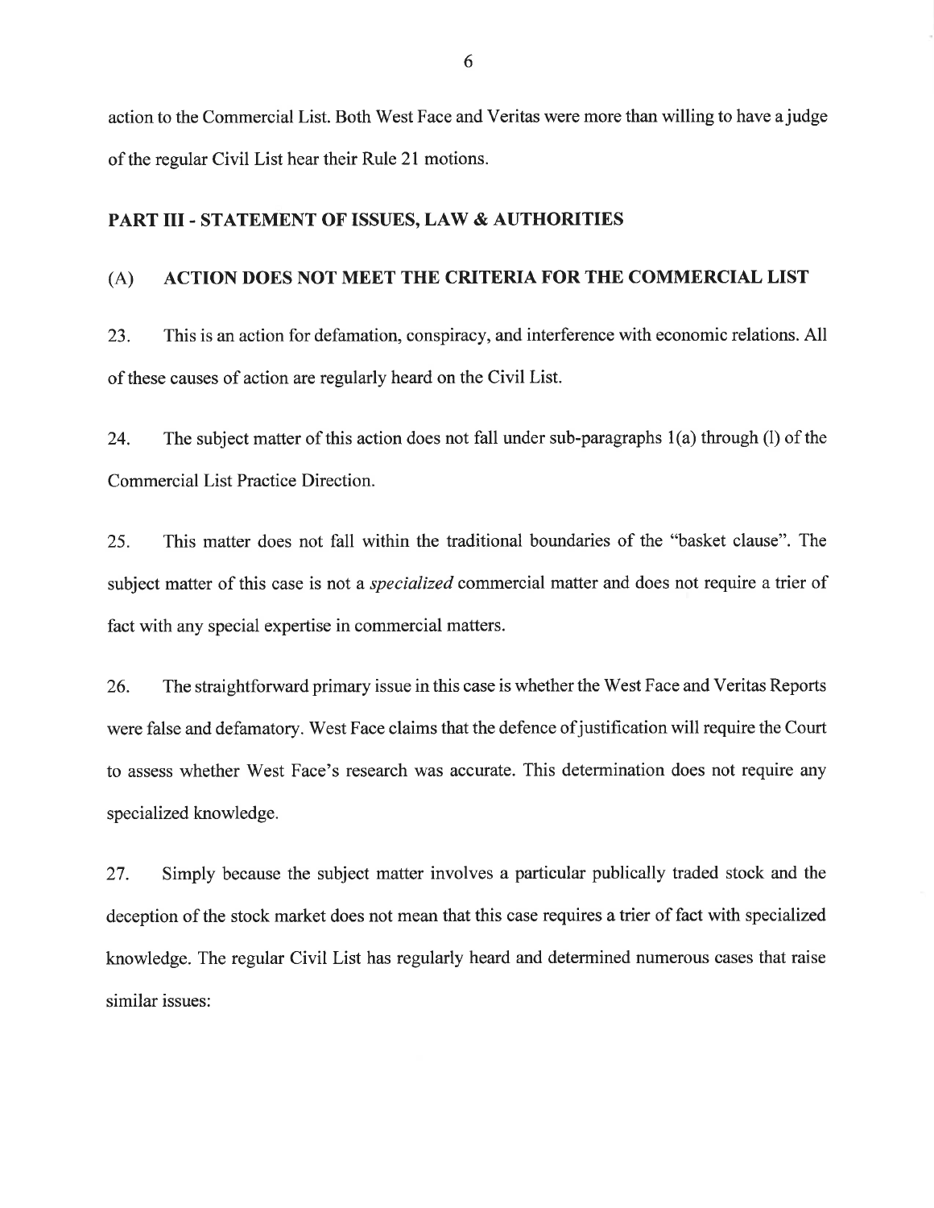action to the Commercial List. Both West Face and Veritas were more than willing to have a judge of the regular Civil List hear their Rule 21 motions.

## PART III - STATEMENT OF ISSUES, LAW & AUTHORITIES

### (A) ACTION DOES NOT MEET THE CRITERIA FOR THE COMMERCIAL LIST

23. This is an action for defamation, conspiracy, and interference with economic relations. All of these causes of action are regularly heard on the Civil List.

24. The subject matter of this action does not fall under sub-paragraphs 1(a) through (l) of the Commercial List Practice Direction.

25. This matter does not fall within the traditional boundaries of the "basket clause". The subject matter of this case is not a *specialized* commercial matter and does not require a trier of fact with any special expertise in commercial matters.

26. The straightforward primary issue in this case is whether the West Face and Veritas Reports were false and defamatory. West Face claims that the defence of justification will require the Court to assess whether West Face's research was accurate. This determination does not require any specialized knowledge.

27. Simply because the subject matter involves a particular publically traded stock and the deception of the stock market does not mean that this case requires a trier of fact with specialized knowledge. The regular Civil List has regularly heard and determined numerous cases that raise similar issues: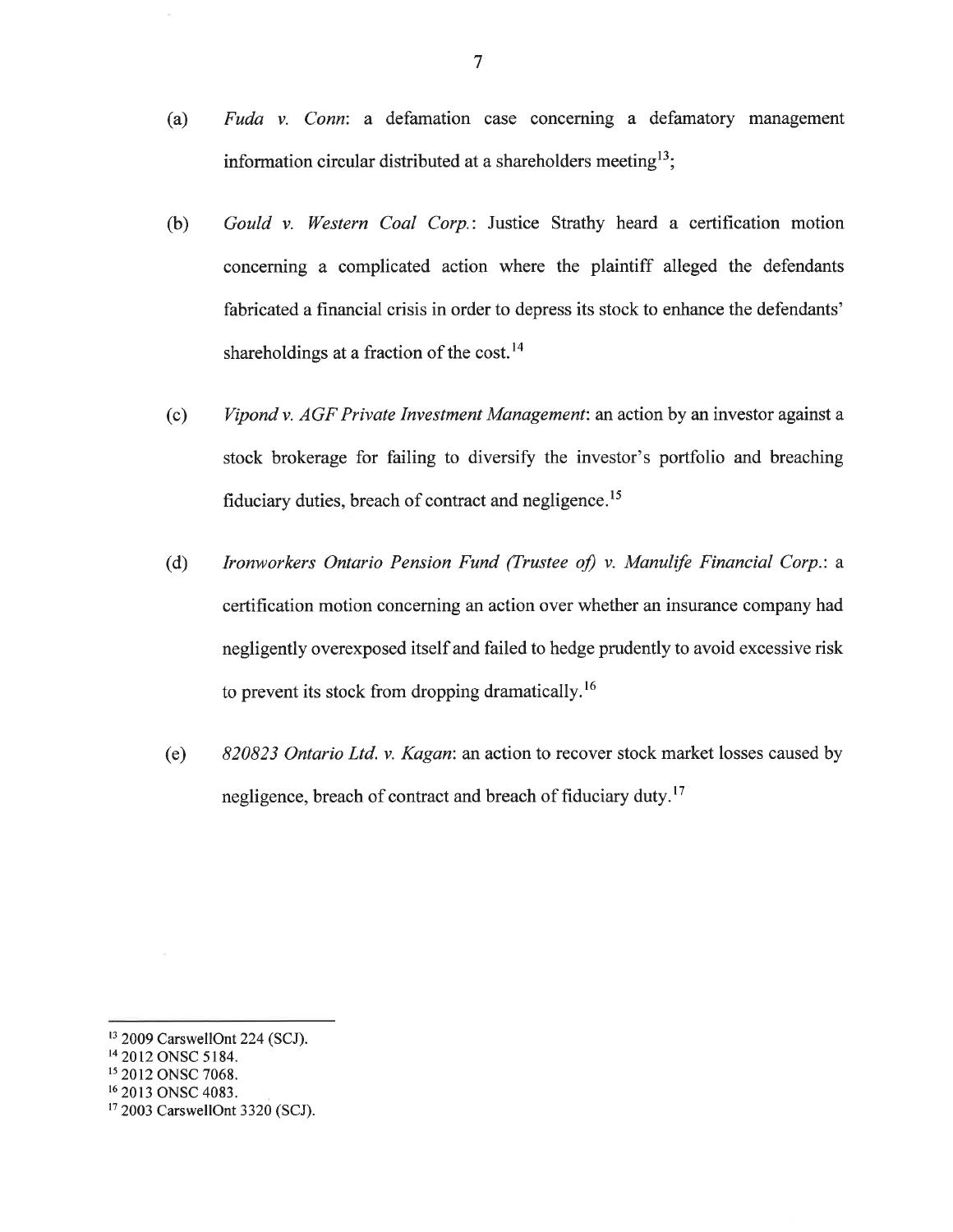(a) *Fuda v. Conn*: a defamation case concerning a defamatory management information circular distributed at a shareholders meeting[13];

(b) *Gould v. Western Coal Corp.*: Justice Strathy heard a certification motion concerning a complicated action where the plaintiff alleged the defendants fabricated a financial crisis in order to depress its stock to enhance the defendants' shareholdings at a fraction of the cost.[14]

(c) *Vipond v. AGF Private Investment Management*: an action by an investor against a stock brokerage for failing to diversify the investor's portfolio and breaching fiduciary duties, breach of contract and negligence.[15]

(d) *Ironworkers Ontario Pension Fund (Trustee of) v. Manulife Financial Corp.*: a certification motion concerning an action over whether an insurance company had negligently overexposed itself and failed to hedge prudently to avoid excessive risk to prevent its stock from dropping dramatically.[16]

(e) *820823 Ontario Ltd. v. Kagan*: an action to recover stock market losses caused by negligence, breach of contract and breach of fiduciary duty.[17]

---

[13] 2009 CarswellOnt 224 (SCJ).

[14] 2012 ONSC 5184.

[15] 2012 ONSC 7068.

[16] 2013 ONSC 4083.

[17] 2003 CarswellOnt 3320 (SCJ).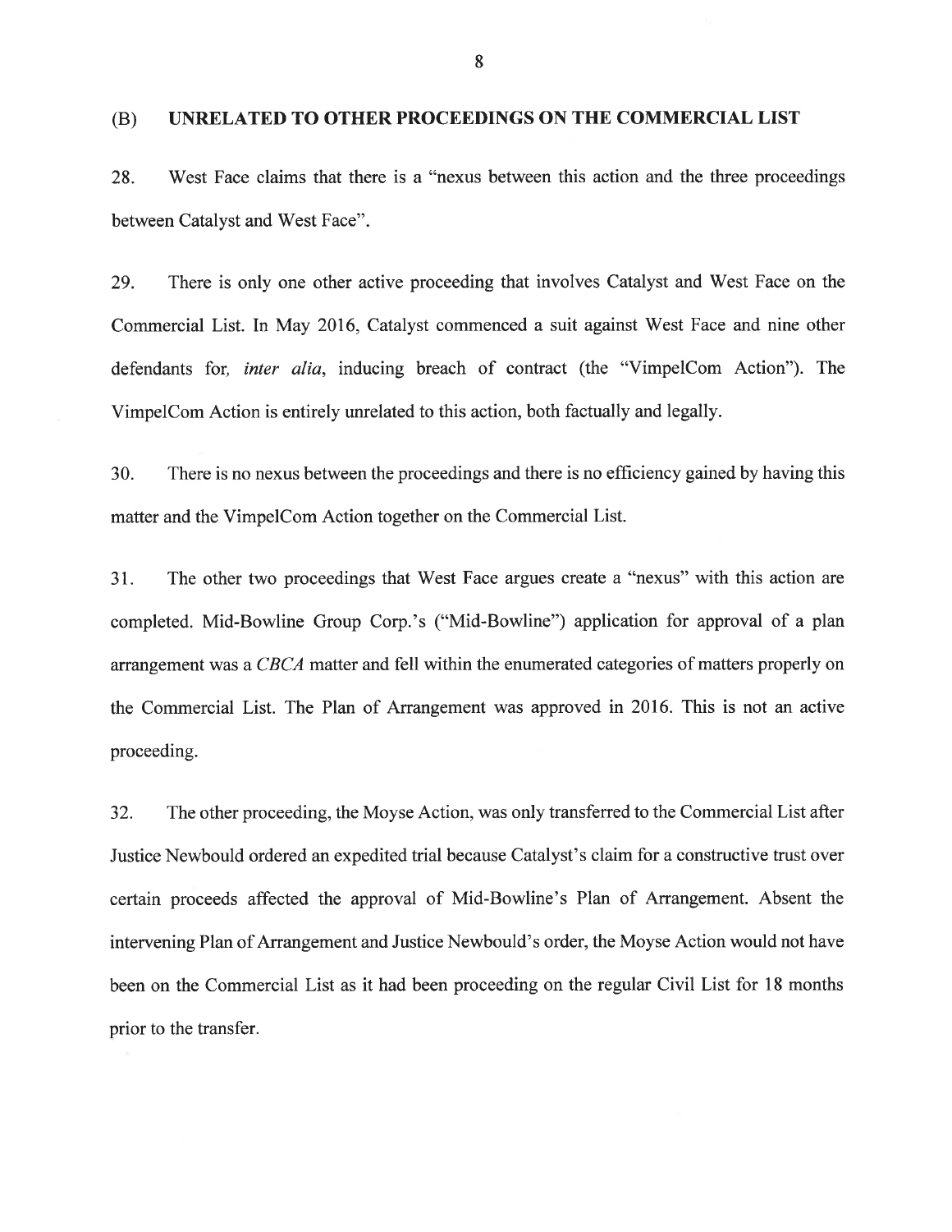## (B) UNRELATED TO OTHER PROCEEDINGS ON THE COMMERCIAL LIST

28. West Face claims that there is a "nexus between this action and the three proceedings between Catalyst and West Face".

29. There is only one other active proceeding that involves Catalyst and West Face on the Commercial List. In May 2016, Catalyst commenced a suit against West Face and nine other defendants for, *inter alia*, inducing breach of contract (the "VimpelCom Action"). The VimpelCom Action is entirely unrelated to this action, both factually and legally.

30. There is no nexus between the proceedings and there is no efficiency gained by having this matter and the VimpelCom Action together on the Commercial List.

31. The other two proceedings that West Face argues create a "nexus" with this action are completed. Mid-Bowline Group Corp.'s ("Mid-Bowline") application for approval of a plan arrangement was a *CBCA* matter and fell within the enumerated categories of matters properly on the Commercial List. The Plan of Arrangement was approved in 2016. This is not an active proceeding.

32. The other proceeding, the Moyse Action, was only transferred to the Commercial List after Justice Newbould ordered an expedited trial because Catalyst's claim for a constructive trust over certain proceeds affected the approval of Mid-Bowline's Plan of Arrangement. Absent the intervening Plan of Arrangement and Justice Newbould's order, the Moyse Action would not have been on the Commercial List as it had been proceeding on the regular Civil List for 18 months prior to the transfer.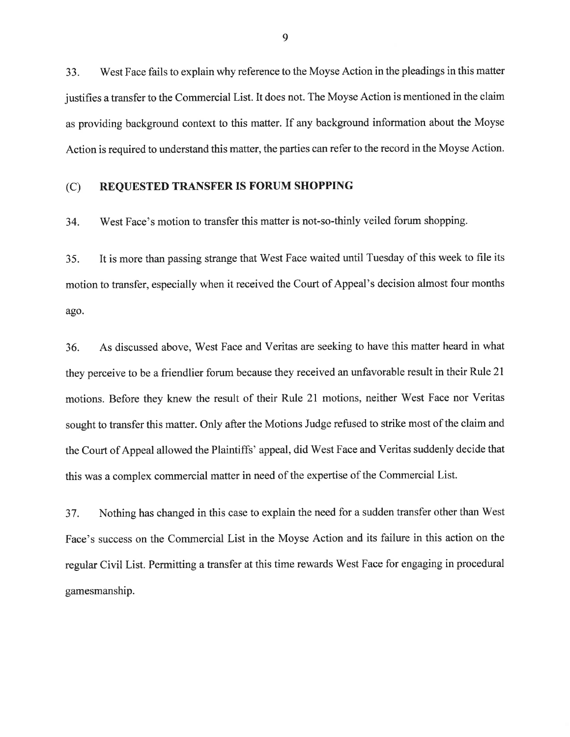33. West Face fails to explain why reference to the Moyse Action in the pleadings in this matter justifies a transfer to the Commercial List. It does not. The Moyse Action is mentioned in the claim as providing background context to this matter. If any background information about the Moyse Action is required to understand this matter, the parties can refer to the record in the Moyse Action.

## (C) REQUESTED TRANSFER IS FORUM SHOPPING

34. West Face's motion to transfer this matter is not-so-thinly veiled forum shopping.

35. It is more than passing strange that West Face waited until Tuesday of this week to file its motion to transfer, especially when it received the Court of Appeal's decision almost four months ago.

36. As discussed above, West Face and Veritas are seeking to have this matter heard in what they perceive to be a friendlier forum because they received an unfavorable result in their Rule 21 motions. Before they knew the result of their Rule 21 motions, neither West Face nor Veritas sought to transfer this matter. Only after the Motions Judge refused to strike most of the claim and the Court of Appeal allowed the Plaintiffs' appeal, did West Face and Veritas suddenly decide that this was a complex commercial matter in need of the expertise of the Commercial List.

37. Nothing has changed in this case to explain the need for a sudden transfer other than West Face's success on the Commercial List in the Moyse Action and its failure in this action on the regular Civil List. Permitting a transfer at this time rewards West Face for engaging in procedural gamesmanship.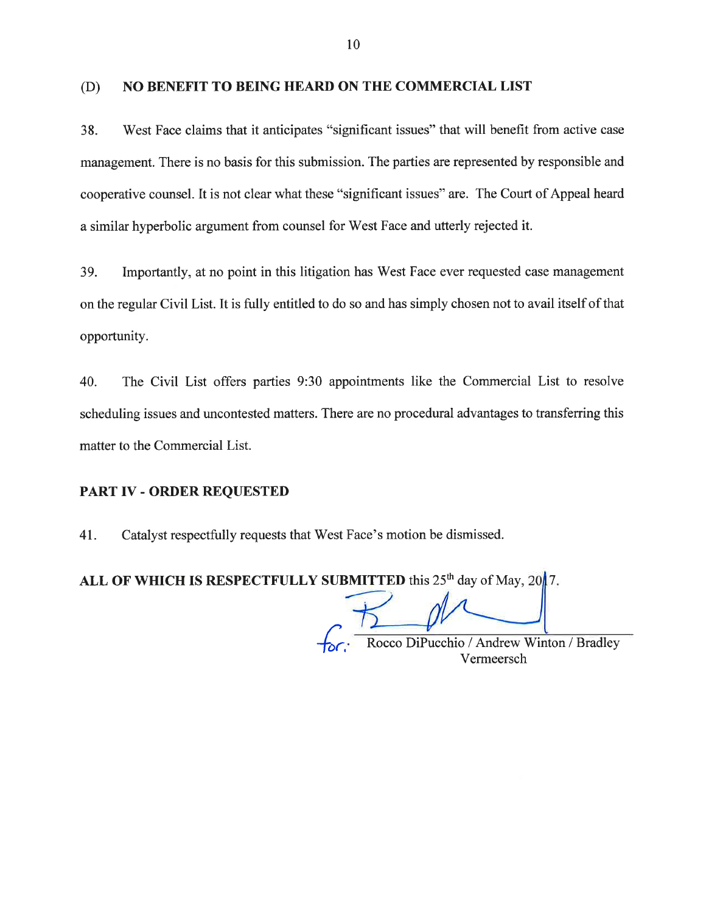## (D) NO BENEFIT TO BEING HEARD ON THE COMMERCIAL LIST

38. West Face claims that it anticipates "significant issues" that will benefit from active case management. There is no basis for this submission. The parties are represented by responsible and cooperative counsel. It is not clear what these "significant issues" are. The Court of Appeal heard a similar hyperbolic argument from counsel for West Face and utterly rejected it.

39. Importantly, at no point in this litigation has West Face ever requested case management on the regular Civil List. It is fully entitled to do so and has simply chosen not to avail itself of that opportunity.

40. The Civil List offers parties 9:30 appointments like the Commercial List to resolve scheduling issues and uncontested matters. There are no procedural advantages to transferring this matter to the Commercial List.

## PART IV - ORDER REQUESTED

41. Catalyst respectfully requests that West Face's motion be dismissed.

**ALL OF WHICH IS RESPECTFULLY SUBMITTED** this 25th day of May, 2017.

for: Rocco DiPucchio / Andrew Winton / Bradley Vermeersch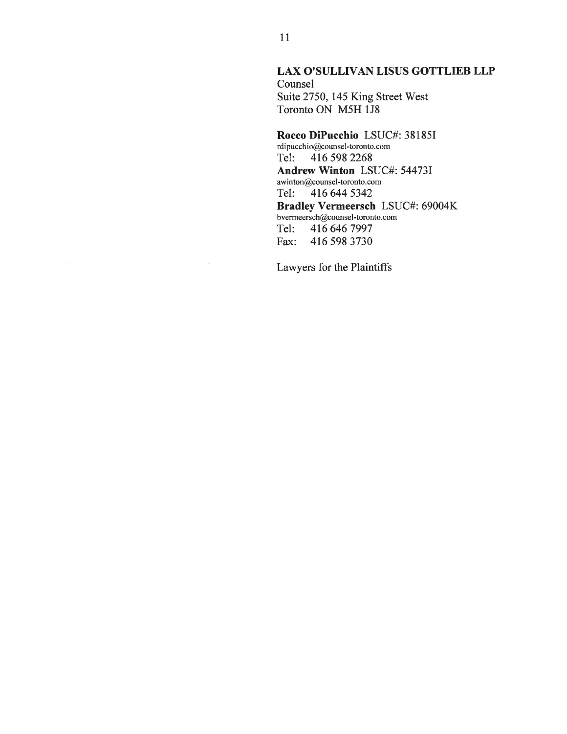**LAX O'SULLIVAN LISUS GOTTLIEB LLP**
Counsel
Suite 2750, 145 King Street West
Toronto ON M5H 1J8

**Rocco DiPucchio** LSUC#: 38185I
rdipucchio@counsel-toronto.com
Tel: 416 598 2268
**Andrew Winton** LSUC#: 54473I
awinton@counsel-toronto.com
Tel: 416 644 5342
**Bradley Vermeersch** LSUC#: 69004K
bvermeersch@counsel-toronto.com
Tel: 416 646 7997
Fax: 416 598 3730

Lawyers for the Plaintiffs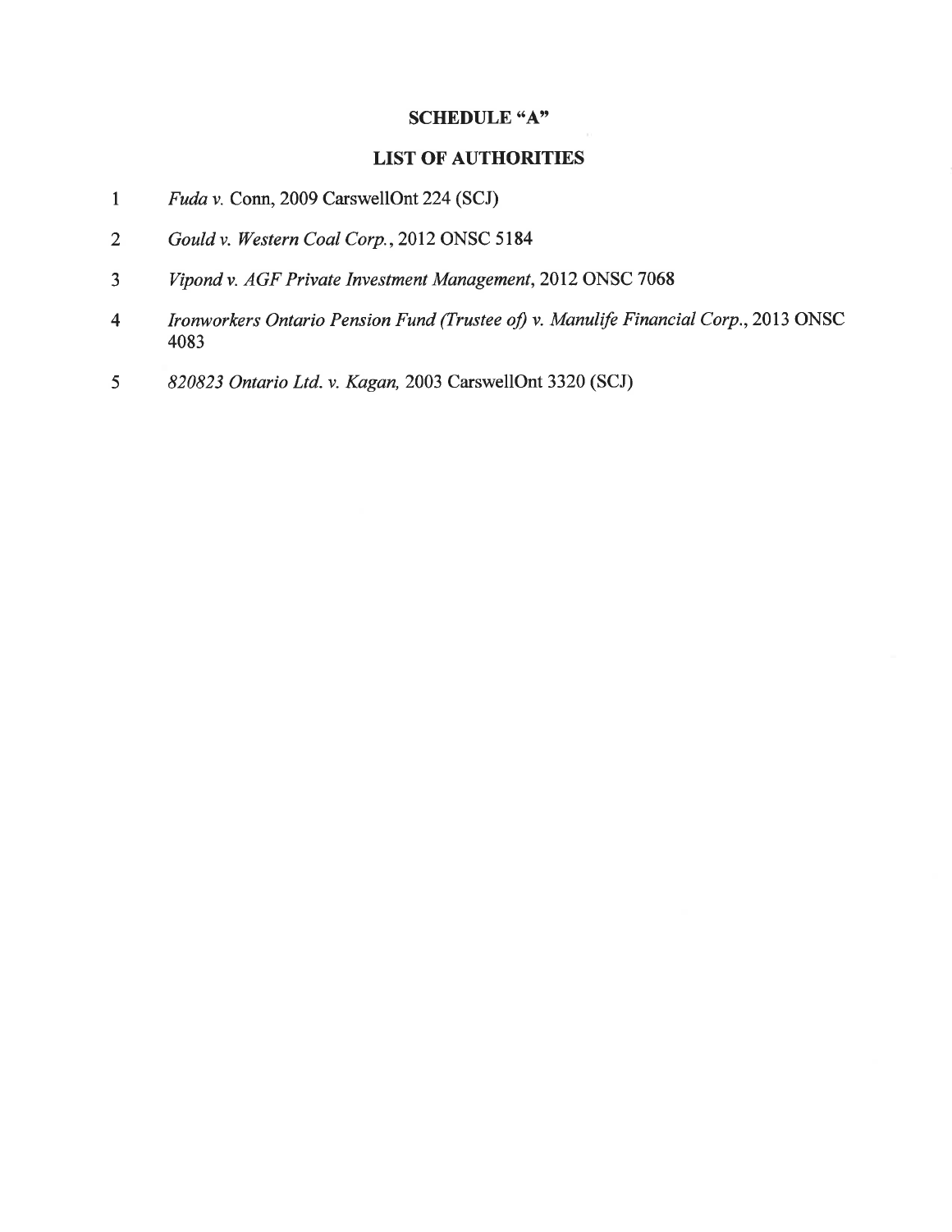# SCHEDULE "A"

## LIST OF AUTHORITIES

1 *Fuda v.* Conn, 2009 CarswellOnt 224 (SCJ)

2 *Gould v. Western Coal Corp.*, 2012 ONSC 5184

3 *Vipond v. AGF Private Investment Management*, 2012 ONSC 7068

4 *Ironworkers Ontario Pension Fund (Trustee of) v. Manulife Financial Corp.*, 2013 ONSC 4083

5 *820823 Ontario Ltd. v. Kagan,* 2003 CarswellOnt 3320 (SCJ)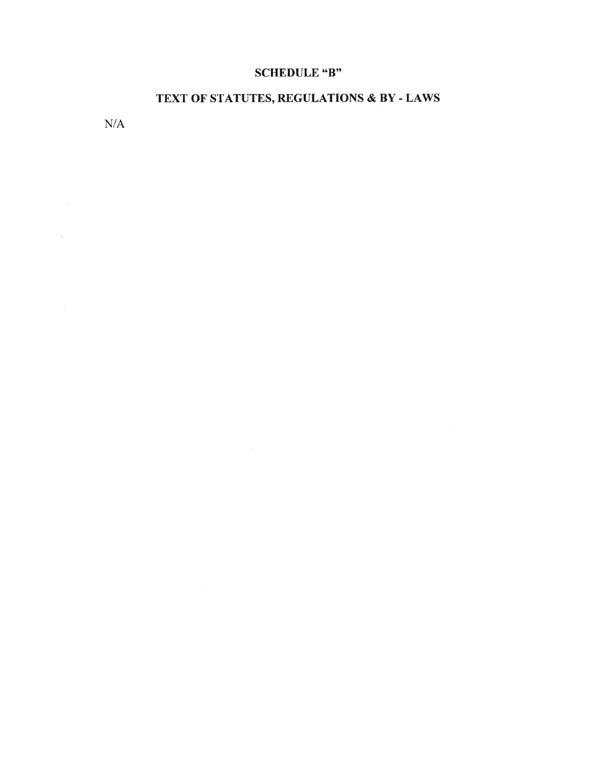## SCHEDULE "B"

## TEXT OF STATUTES, REGULATIONS & BY - LAWS

N/A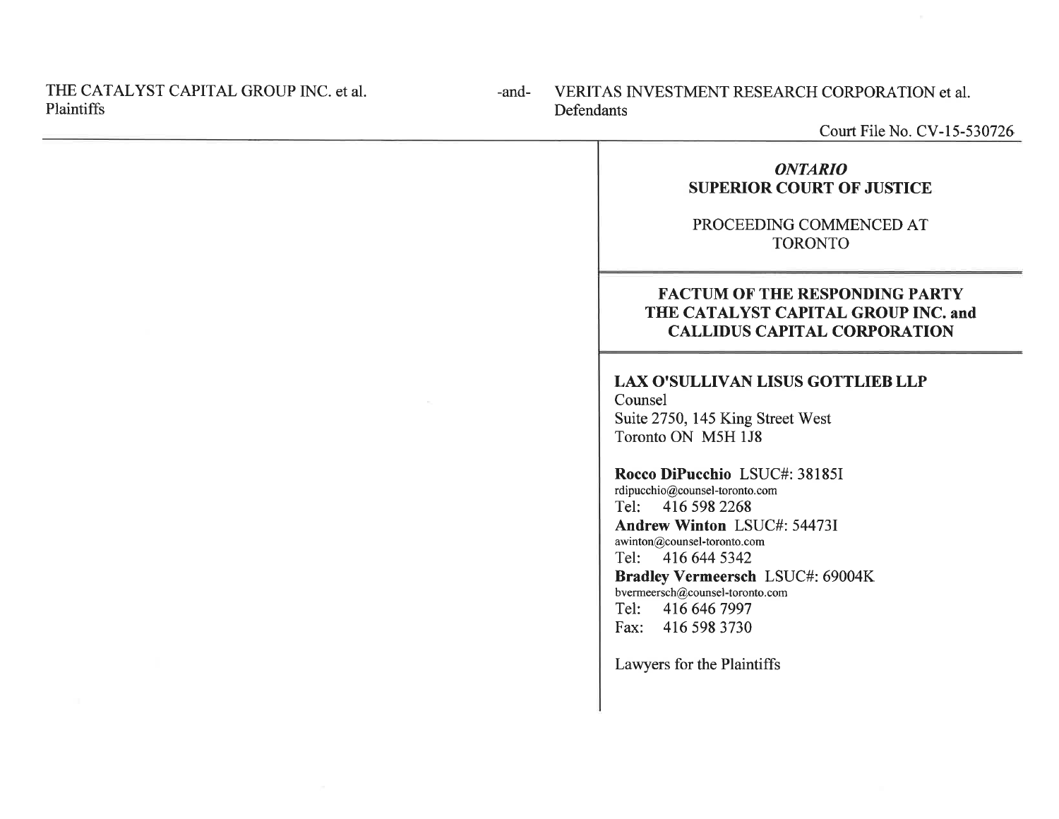THE CATALYST CAPITAL GROUP INC. et al.
Plaintiffs

-and-

VERITAS INVESTMENT RESEARCH CORPORATION et al.
Defendants

Court File No. CV-15-530726

***ONTARIO***
**SUPERIOR COURT OF JUSTICE**

PROCEEDING COMMENCED AT
TORONTO

**FACTUM OF THE RESPONDING PARTY THE CATALYST CAPITAL GROUP INC. and CALLIDUS CAPITAL CORPORATION**

**LAX O'SULLIVAN LISUS GOTTLIEB LLP**
Counsel
Suite 2750, 145 King Street West
Toronto ON M5H 1J8

**Rocco DiPucchio** LSUC#: 38185I
rdipucchio@counsel-toronto.com
Tel: 416 598 2268

**Andrew Winton** LSUC#: 54473I
awinton@counsel-toronto.com
Tel: 416 644 5342

**Bradley Vermeersch** LSUC#: 69004K
bvermeersch@counsel-toronto.com
Tel: 416 646 7997
Fax: 416 598 3730

Lawyers for the Plaintiffs